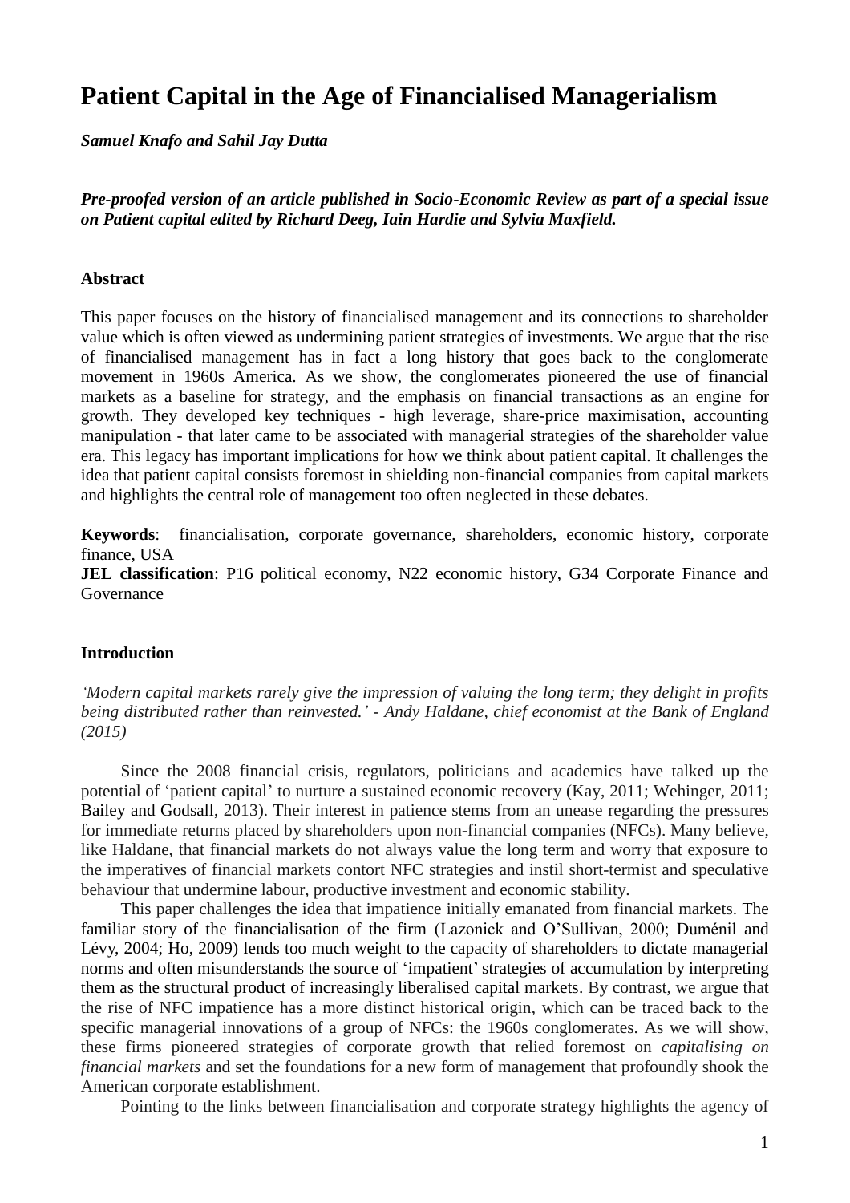# Patient Capital in the Age of Financialised Managerialism

***Samuel Knafo and Sahil Jay Dutta***

***Pre-proofed version of an article published in Socio-Economic Review as part of a special issue on Patient capital edited by Richard Deeg, Iain Hardie and Sylvia Maxfield.***

### Abstract

This paper focuses on the history of financialised management and its connections to shareholder value which is often viewed as undermining patient strategies of investments. We argue that the rise of financialised management has in fact a long history that goes back to the conglomerate movement in 1960s America. As we show, the conglomerates pioneered the use of financial markets as a baseline for strategy, and the emphasis on financial transactions as an engine for growth. They developed key techniques - high leverage, share-price maximisation, accounting manipulation - that later came to be associated with managerial strategies of the shareholder value era. This legacy has important implications for how we think about patient capital. It challenges the idea that patient capital consists foremost in shielding non-financial companies from capital markets and highlights the central role of management too often neglected in these debates.

**Keywords**: financialisation, corporate governance, shareholders, economic history, corporate finance, USA

**JEL classification**: P16 political economy, N22 economic history, G34 Corporate Finance and Governance

### Introduction

*'Modern capital markets rarely give the impression of valuing the long term; they delight in profits being distributed rather than reinvested.' - Andy Haldane, chief economist at the Bank of England (2015)*

Since the 2008 financial crisis, regulators, politicians and academics have talked up the potential of 'patient capital' to nurture a sustained economic recovery (Kay, 2011; Wehinger, 2011; Bailey and Godsall, 2013). Their interest in patience stems from an unease regarding the pressures for immediate returns placed by shareholders upon non-financial companies (NFCs). Many believe, like Haldane, that financial markets do not always value the long term and worry that exposure to the imperatives of financial markets contort NFC strategies and instil short-termist and speculative behaviour that undermine labour, productive investment and economic stability.

This paper challenges the idea that impatience initially emanated from financial markets. The familiar story of the financialisation of the firm (Lazonick and O'Sullivan, 2000; Duménil and Lévy, 2004; Ho, 2009) lends too much weight to the capacity of shareholders to dictate managerial norms and often misunderstands the source of 'impatient' strategies of accumulation by interpreting them as the structural product of increasingly liberalised capital markets. By contrast, we argue that the rise of NFC impatience has a more distinct historical origin, which can be traced back to the specific managerial innovations of a group of NFCs: the 1960s conglomerates. As we will show, these firms pioneered strategies of corporate growth that relied foremost on *capitalising on financial markets* and set the foundations for a new form of management that profoundly shook the American corporate establishment.

Pointing to the links between financialisation and corporate strategy highlights the agency of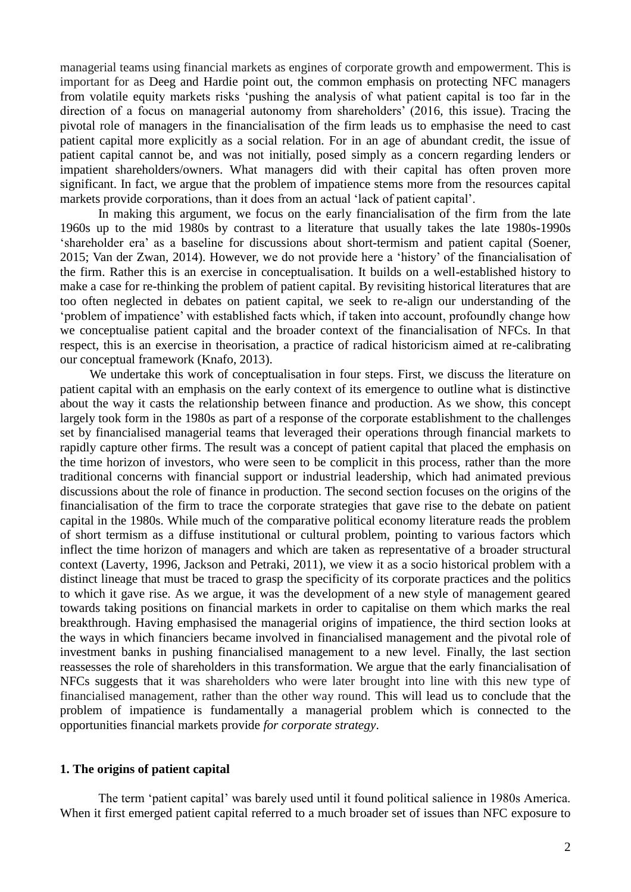managerial teams using financial markets as engines of corporate growth and empowerment. This is important for as Deeg and Hardie point out, the common emphasis on protecting NFC managers from volatile equity markets risks 'pushing the analysis of what patient capital is too far in the direction of a focus on managerial autonomy from shareholders' (2016, this issue). Tracing the pivotal role of managers in the financialisation of the firm leads us to emphasise the need to cast patient capital more explicitly as a social relation. For in an age of abundant credit, the issue of patient capital cannot be, and was not initially, posed simply as a concern regarding lenders or impatient shareholders/owners. What managers did with their capital has often proven more significant. In fact, we argue that the problem of impatience stems more from the resources capital markets provide corporations, than it does from an actual 'lack of patient capital'.

In making this argument, we focus on the early financialisation of the firm from the late 1960s up to the mid 1980s by contrast to a literature that usually takes the late 1980s-1990s 'shareholder era' as a baseline for discussions about short-termism and patient capital (Soener, 2015; Van der Zwan, 2014). However, we do not provide here a 'history' of the financialisation of the firm. Rather this is an exercise in conceptualisation. It builds on a well-established history to make a case for re-thinking the problem of patient capital. By revisiting historical literatures that are too often neglected in debates on patient capital, we seek to re-align our understanding of the 'problem of impatience' with established facts which, if taken into account, profoundly change how we conceptualise patient capital and the broader context of the financialisation of NFCs. In that respect, this is an exercise in theorisation, a practice of radical historicism aimed at re-calibrating our conceptual framework (Knafo, 2013).

We undertake this work of conceptualisation in four steps. First, we discuss the literature on patient capital with an emphasis on the early context of its emergence to outline what is distinctive about the way it casts the relationship between finance and production. As we show, this concept largely took form in the 1980s as part of a response of the corporate establishment to the challenges set by financialised managerial teams that leveraged their operations through financial markets to rapidly capture other firms. The result was a concept of patient capital that placed the emphasis on the time horizon of investors, who were seen to be complicit in this process, rather than the more traditional concerns with financial support or industrial leadership, which had animated previous discussions about the role of finance in production. The second section focuses on the origins of the financialisation of the firm to trace the corporate strategies that gave rise to the debate on patient capital in the 1980s. While much of the comparative political economy literature reads the problem of short termism as a diffuse institutional or cultural problem, pointing to various factors which inflect the time horizon of managers and which are taken as representative of a broader structural context (Laverty, 1996, Jackson and Petraki, 2011), we view it as a socio historical problem with a distinct lineage that must be traced to grasp the specificity of its corporate practices and the politics to which it gave rise. As we argue, it was the development of a new style of management geared towards taking positions on financial markets in order to capitalise on them which marks the real breakthrough. Having emphasised the managerial origins of impatience, the third section looks at the ways in which financiers became involved in financialised management and the pivotal role of investment banks in pushing financialised management to a new level. Finally, the last section reassesses the role of shareholders in this transformation. We argue that the early financialisation of NFCs suggests that it was shareholders who were later brought into line with this new type of financialised management, rather than the other way round. This will lead us to conclude that the problem of impatience is fundamentally a managerial problem which is connected to the opportunities financial markets provide *for corporate strategy*.

## 1. The origins of patient capital

The term 'patient capital' was barely used until it found political salience in 1980s America. When it first emerged patient capital referred to a much broader set of issues than NFC exposure to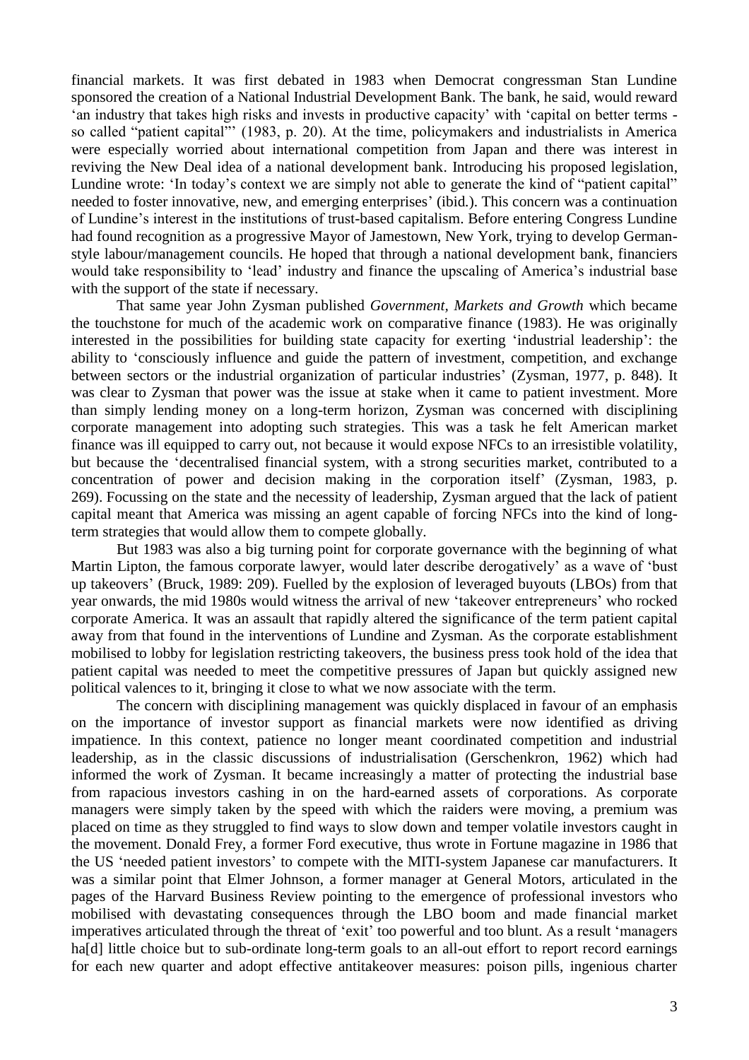financial markets. It was first debated in 1983 when Democrat congressman Stan Lundine sponsored the creation of a National Industrial Development Bank. The bank, he said, would reward 'an industry that takes high risks and invests in productive capacity' with 'capital on better terms - so called "patient capital"' (1983, p. 20). At the time, policymakers and industrialists in America were especially worried about international competition from Japan and there was interest in reviving the New Deal idea of a national development bank. Introducing his proposed legislation, Lundine wrote: 'In today's context we are simply not able to generate the kind of "patient capital" needed to foster innovative, new, and emerging enterprises' (ibid.). This concern was a continuation of Lundine's interest in the institutions of trust-based capitalism. Before entering Congress Lundine had found recognition as a progressive Mayor of Jamestown, New York, trying to develop German-style labour/management councils. He hoped that through a national development bank, financiers would take responsibility to 'lead' industry and finance the upscaling of America's industrial base with the support of the state if necessary.

That same year John Zysman published *Government, Markets and Growth* which became the touchstone for much of the academic work on comparative finance (1983). He was originally interested in the possibilities for building state capacity for exerting 'industrial leadership': the ability to 'consciously influence and guide the pattern of investment, competition, and exchange between sectors or the industrial organization of particular industries' (Zysman, 1977, p. 848). It was clear to Zysman that power was the issue at stake when it came to patient investment. More than simply lending money on a long-term horizon, Zysman was concerned with disciplining corporate management into adopting such strategies. This was a task he felt American market finance was ill equipped to carry out, not because it would expose NFCs to an irresistible volatility, but because the 'decentralised financial system, with a strong securities market, contributed to a concentration of power and decision making in the corporation itself' (Zysman, 1983, p. 269). Focussing on the state and the necessity of leadership, Zysman argued that the lack of patient capital meant that America was missing an agent capable of forcing NFCs into the kind of long-term strategies that would allow them to compete globally.

But 1983 was also a big turning point for corporate governance with the beginning of what Martin Lipton, the famous corporate lawyer, would later describe derogatively' as a wave of 'bust up takeovers' (Bruck, 1989: 209). Fuelled by the explosion of leveraged buyouts (LBOs) from that year onwards, the mid 1980s would witness the arrival of new 'takeover entrepreneurs' who rocked corporate America. It was an assault that rapidly altered the significance of the term patient capital away from that found in the interventions of Lundine and Zysman. As the corporate establishment mobilised to lobby for legislation restricting takeovers, the business press took hold of the idea that patient capital was needed to meet the competitive pressures of Japan but quickly assigned new political valences to it, bringing it close to what we now associate with the term.

The concern with disciplining management was quickly displaced in favour of an emphasis on the importance of investor support as financial markets were now identified as driving impatience. In this context, patience no longer meant coordinated competition and industrial leadership, as in the classic discussions of industrialisation (Gerschenkron, 1962) which had informed the work of Zysman. It became increasingly a matter of protecting the industrial base from rapacious investors cashing in on the hard-earned assets of corporations. As corporate managers were simply taken by the speed with which the raiders were moving, a premium was placed on time as they struggled to find ways to slow down and temper volatile investors caught in the movement. Donald Frey, a former Ford executive, thus wrote in Fortune magazine in 1986 that the US 'needed patient investors' to compete with the MITI-system Japanese car manufacturers. It was a similar point that Elmer Johnson, a former manager at General Motors, articulated in the pages of the Harvard Business Review pointing to the emergence of professional investors who mobilised with devastating consequences through the LBO boom and made financial market imperatives articulated through the threat of 'exit' too powerful and too blunt. As a result 'managers ha[d] little choice but to sub-ordinate long-term goals to an all-out effort to report record earnings for each new quarter and adopt effective antitakeover measures: poison pills, ingenious charter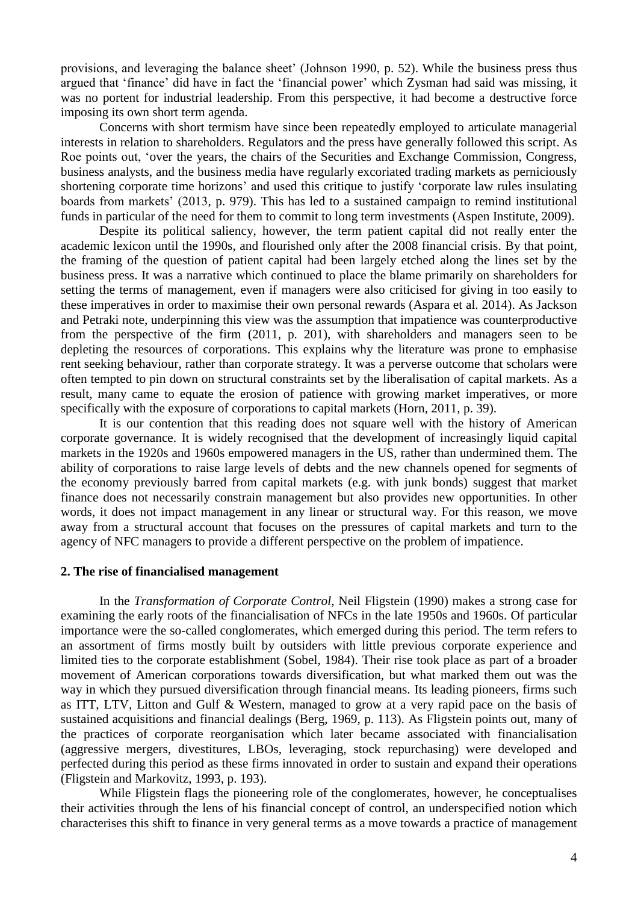provisions, and leveraging the balance sheet' (Johnson 1990, p. 52). While the business press thus argued that 'finance' did have in fact the 'financial power' which Zysman had said was missing, it was no portent for industrial leadership. From this perspective, it had become a destructive force imposing its own short term agenda.

Concerns with short termism have since been repeatedly employed to articulate managerial interests in relation to shareholders. Regulators and the press have generally followed this script. As Roe points out, 'over the years, the chairs of the Securities and Exchange Commission, Congress, business analysts, and the business media have regularly excoriated trading markets as perniciously shortening corporate time horizons' and used this critique to justify 'corporate law rules insulating boards from markets' (2013, p. 979). This has led to a sustained campaign to remind institutional funds in particular of the need for them to commit to long term investments (Aspen Institute, 2009).

Despite its political saliency, however, the term patient capital did not really enter the academic lexicon until the 1990s, and flourished only after the 2008 financial crisis. By that point, the framing of the question of patient capital had been largely etched along the lines set by the business press. It was a narrative which continued to place the blame primarily on shareholders for setting the terms of management, even if managers were also criticised for giving in too easily to these imperatives in order to maximise their own personal rewards (Aspara et al. 2014). As Jackson and Petraki note, underpinning this view was the assumption that impatience was counterproductive from the perspective of the firm (2011, p. 201), with shareholders and managers seen to be depleting the resources of corporations. This explains why the literature was prone to emphasise rent seeking behaviour, rather than corporate strategy. It was a perverse outcome that scholars were often tempted to pin down on structural constraints set by the liberalisation of capital markets. As a result, many came to equate the erosion of patience with growing market imperatives, or more specifically with the exposure of corporations to capital markets (Horn, 2011, p. 39).

It is our contention that this reading does not square well with the history of American corporate governance. It is widely recognised that the development of increasingly liquid capital markets in the 1920s and 1960s empowered managers in the US, rather than undermined them. The ability of corporations to raise large levels of debts and the new channels opened for segments of the economy previously barred from capital markets (e.g. with junk bonds) suggest that market finance does not necessarily constrain management but also provides new opportunities. In other words, it does not impact management in any linear or structural way. For this reason, we move away from a structural account that focuses on the pressures of capital markets and turn to the agency of NFC managers to provide a different perspective on the problem of impatience.

## 2. The rise of financialised management

In the *Transformation of Corporate Control*, Neil Fligstein (1990) makes a strong case for examining the early roots of the financialisation of NFCs in the late 1950s and 1960s. Of particular importance were the so-called conglomerates, which emerged during this period. The term refers to an assortment of firms mostly built by outsiders with little previous corporate experience and limited ties to the corporate establishment (Sobel, 1984). Their rise took place as part of a broader movement of American corporations towards diversification, but what marked them out was the way in which they pursued diversification through financial means. Its leading pioneers, firms such as ITT, LTV, Litton and Gulf & Western, managed to grow at a very rapid pace on the basis of sustained acquisitions and financial dealings (Berg, 1969, p. 113). As Fligstein points out, many of the practices of corporate reorganisation which later became associated with financialisation (aggressive mergers, divestitures, LBOs, leveraging, stock repurchasing) were developed and perfected during this period as these firms innovated in order to sustain and expand their operations (Fligstein and Markovitz, 1993, p. 193).

While Fligstein flags the pioneering role of the conglomerates, however, he conceptualises their activities through the lens of his financial concept of control, an underspecified notion which characterises this shift to finance in very general terms as a move towards a practice of management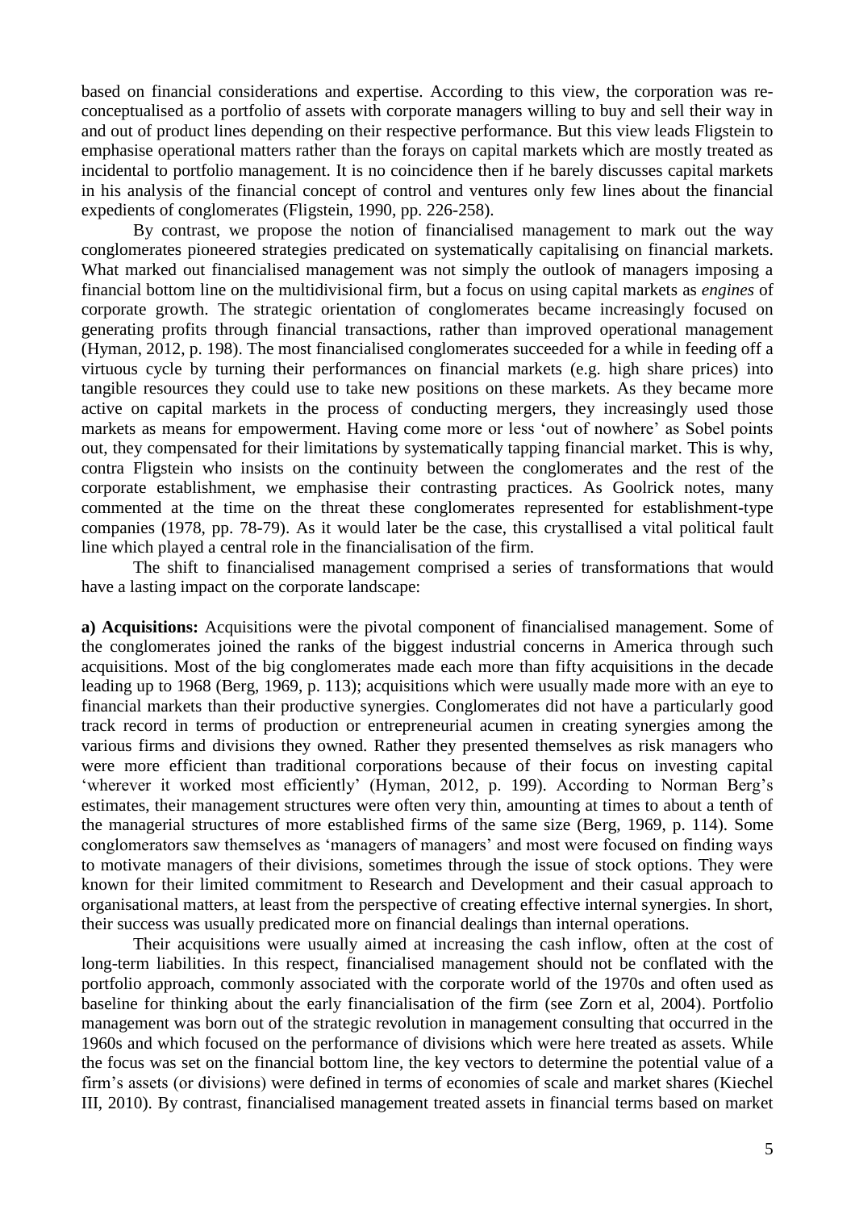based on financial considerations and expertise. According to this view, the corporation was re-conceptualised as a portfolio of assets with corporate managers willing to buy and sell their way in and out of product lines depending on their respective performance. But this view leads Fligstein to emphasise operational matters rather than the forays on capital markets which are mostly treated as incidental to portfolio management. It is no coincidence then if he barely discusses capital markets in his analysis of the financial concept of control and ventures only few lines about the financial expedients of conglomerates (Fligstein, 1990, pp. 226-258).

By contrast, we propose the notion of financialised management to mark out the way conglomerates pioneered strategies predicated on systematically capitalising on financial markets. What marked out financialised management was not simply the outlook of managers imposing a financial bottom line on the multidivisional firm, but a focus on using capital markets as *engines* of corporate growth. The strategic orientation of conglomerates became increasingly focused on generating profits through financial transactions, rather than improved operational management (Hyman, 2012, p. 198). The most financialised conglomerates succeeded for a while in feeding off a virtuous cycle by turning their performances on financial markets (e.g. high share prices) into tangible resources they could use to take new positions on these markets. As they became more active on capital markets in the process of conducting mergers, they increasingly used those markets as means for empowerment. Having come more or less 'out of nowhere' as Sobel points out, they compensated for their limitations by systematically tapping financial market. This is why, contra Fligstein who insists on the continuity between the conglomerates and the rest of the corporate establishment, we emphasise their contrasting practices. As Goolrick notes, many commented at the time on the threat these conglomerates represented for establishment-type companies (1978, pp. 78-79). As it would later be the case, this crystallised a vital political fault line which played a central role in the financialisation of the firm.

The shift to financialised management comprised a series of transformations that would have a lasting impact on the corporate landscape:

**a) Acquisitions:** Acquisitions were the pivotal component of financialised management. Some of the conglomerates joined the ranks of the biggest industrial concerns in America through such acquisitions. Most of the big conglomerates made each more than fifty acquisitions in the decade leading up to 1968 (Berg, 1969, p. 113); acquisitions which were usually made more with an eye to financial markets than their productive synergies. Conglomerates did not have a particularly good track record in terms of production or entrepreneurial acumen in creating synergies among the various firms and divisions they owned. Rather they presented themselves as risk managers who were more efficient than traditional corporations because of their focus on investing capital 'wherever it worked most efficiently' (Hyman, 2012, p. 199). According to Norman Berg's estimates, their management structures were often very thin, amounting at times to about a tenth of the managerial structures of more established firms of the same size (Berg, 1969, p. 114). Some conglomerators saw themselves as 'managers of managers' and most were focused on finding ways to motivate managers of their divisions, sometimes through the issue of stock options. They were known for their limited commitment to Research and Development and their casual approach to organisational matters, at least from the perspective of creating effective internal synergies. In short, their success was usually predicated more on financial dealings than internal operations.

Their acquisitions were usually aimed at increasing the cash inflow, often at the cost of long-term liabilities. In this respect, financialised management should not be conflated with the portfolio approach, commonly associated with the corporate world of the 1970s and often used as baseline for thinking about the early financialisation of the firm (see Zorn et al, 2004). Portfolio management was born out of the strategic revolution in management consulting that occurred in the 1960s and which focused on the performance of divisions which were here treated as assets. While the focus was set on the financial bottom line, the key vectors to determine the potential value of a firm's assets (or divisions) were defined in terms of economies of scale and market shares (Kiechel III, 2010). By contrast, financialised management treated assets in financial terms based on market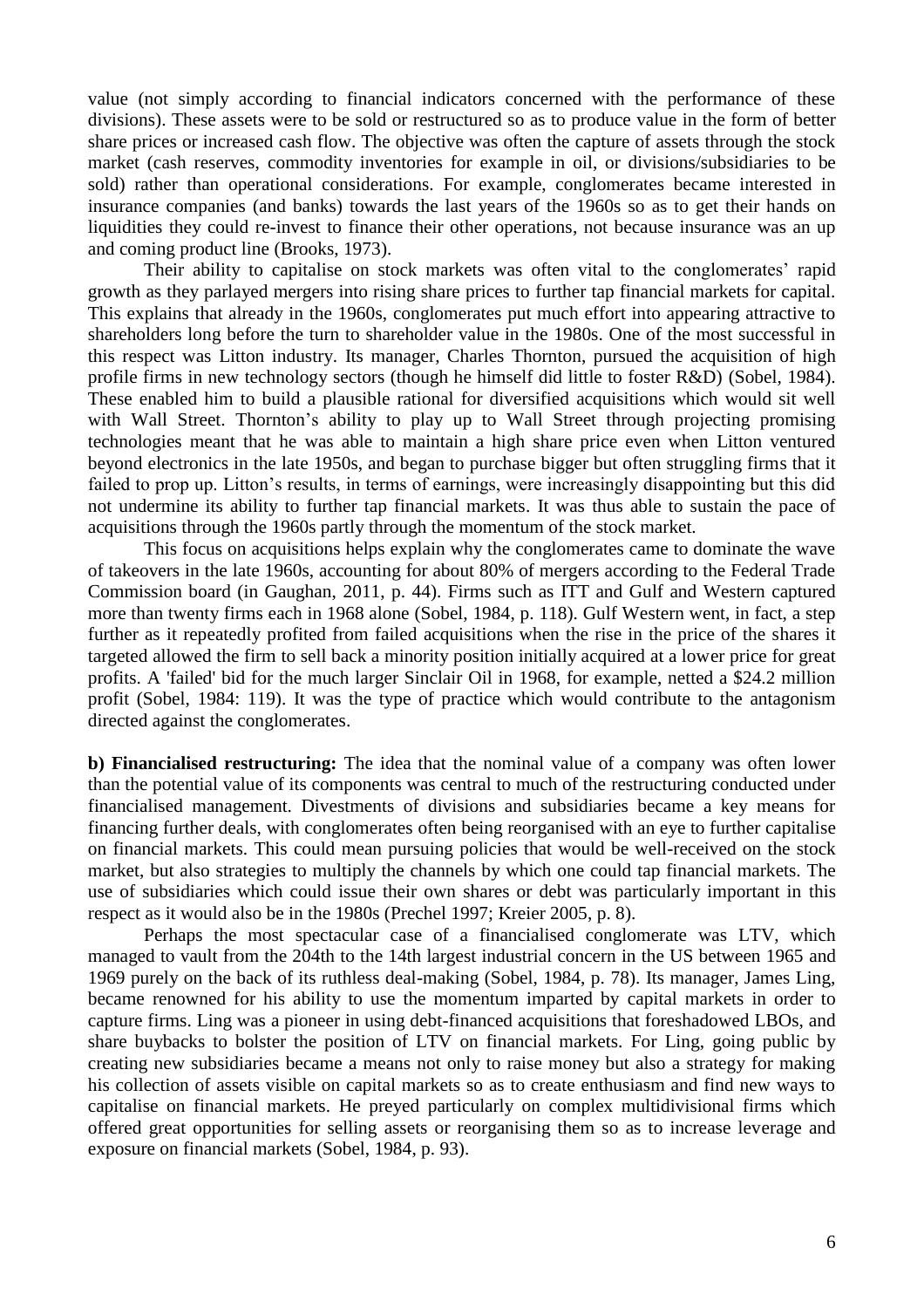value (not simply according to financial indicators concerned with the performance of these divisions). These assets were to be sold or restructured so as to produce value in the form of better share prices or increased cash flow. The objective was often the capture of assets through the stock market (cash reserves, commodity inventories for example in oil, or divisions/subsidiaries to be sold) rather than operational considerations. For example, conglomerates became interested in insurance companies (and banks) towards the last years of the 1960s so as to get their hands on liquidities they could re-invest to finance their other operations, not because insurance was an up and coming product line (Brooks, 1973).

Their ability to capitalise on stock markets was often vital to the conglomerates' rapid growth as they parlayed mergers into rising share prices to further tap financial markets for capital. This explains that already in the 1960s, conglomerates put much effort into appearing attractive to shareholders long before the turn to shareholder value in the 1980s. One of the most successful in this respect was Litton industry. Its manager, Charles Thornton, pursued the acquisition of high profile firms in new technology sectors (though he himself did little to foster R&D) (Sobel, 1984). These enabled him to build a plausible rational for diversified acquisitions which would sit well with Wall Street. Thornton's ability to play up to Wall Street through projecting promising technologies meant that he was able to maintain a high share price even when Litton ventured beyond electronics in the late 1950s, and began to purchase bigger but often struggling firms that it failed to prop up. Litton's results, in terms of earnings, were increasingly disappointing but this did not undermine its ability to further tap financial markets. It was thus able to sustain the pace of acquisitions through the 1960s partly through the momentum of the stock market.

This focus on acquisitions helps explain why the conglomerates came to dominate the wave of takeovers in the late 1960s, accounting for about 80% of mergers according to the Federal Trade Commission board (in Gaughan, 2011, p. 44). Firms such as ITT and Gulf and Western captured more than twenty firms each in 1968 alone (Sobel, 1984, p. 118). Gulf Western went, in fact, a step further as it repeatedly profited from failed acquisitions when the rise in the price of the shares it targeted allowed the firm to sell back a minority position initially acquired at a lower price for great profits. A 'failed' bid for the much larger Sinclair Oil in 1968, for example, netted a $24.2 million profit (Sobel, 1984: 119). It was the type of practice which would contribute to the antagonism directed against the conglomerates.

**b) Financialised restructuring:** The idea that the nominal value of a company was often lower than the potential value of its components was central to much of the restructuring conducted under financialised management. Divestments of divisions and subsidiaries became a key means for financing further deals, with conglomerates often being reorganised with an eye to further capitalise on financial markets. This could mean pursuing policies that would be well-received on the stock market, but also strategies to multiply the channels by which one could tap financial markets. The use of subsidiaries which could issue their own shares or debt was particularly important in this respect as it would also be in the 1980s (Prechel 1997; Kreier 2005, p. 8).

Perhaps the most spectacular case of a financialised conglomerate was LTV, which managed to vault from the 204th to the 14th largest industrial concern in the US between 1965 and 1969 purely on the back of its ruthless deal-making (Sobel, 1984, p. 78). Its manager, James Ling, became renowned for his ability to use the momentum imparted by capital markets in order to capture firms. Ling was a pioneer in using debt-financed acquisitions that foreshadowed LBOs, and share buybacks to bolster the position of LTV on financial markets. For Ling, going public by creating new subsidiaries became a means not only to raise money but also a strategy for making his collection of assets visible on capital markets so as to create enthusiasm and find new ways to capitalise on financial markets. He preyed particularly on complex multidivisional firms which offered great opportunities for selling assets or reorganising them so as to increase leverage and exposure on financial markets (Sobel, 1984, p. 93).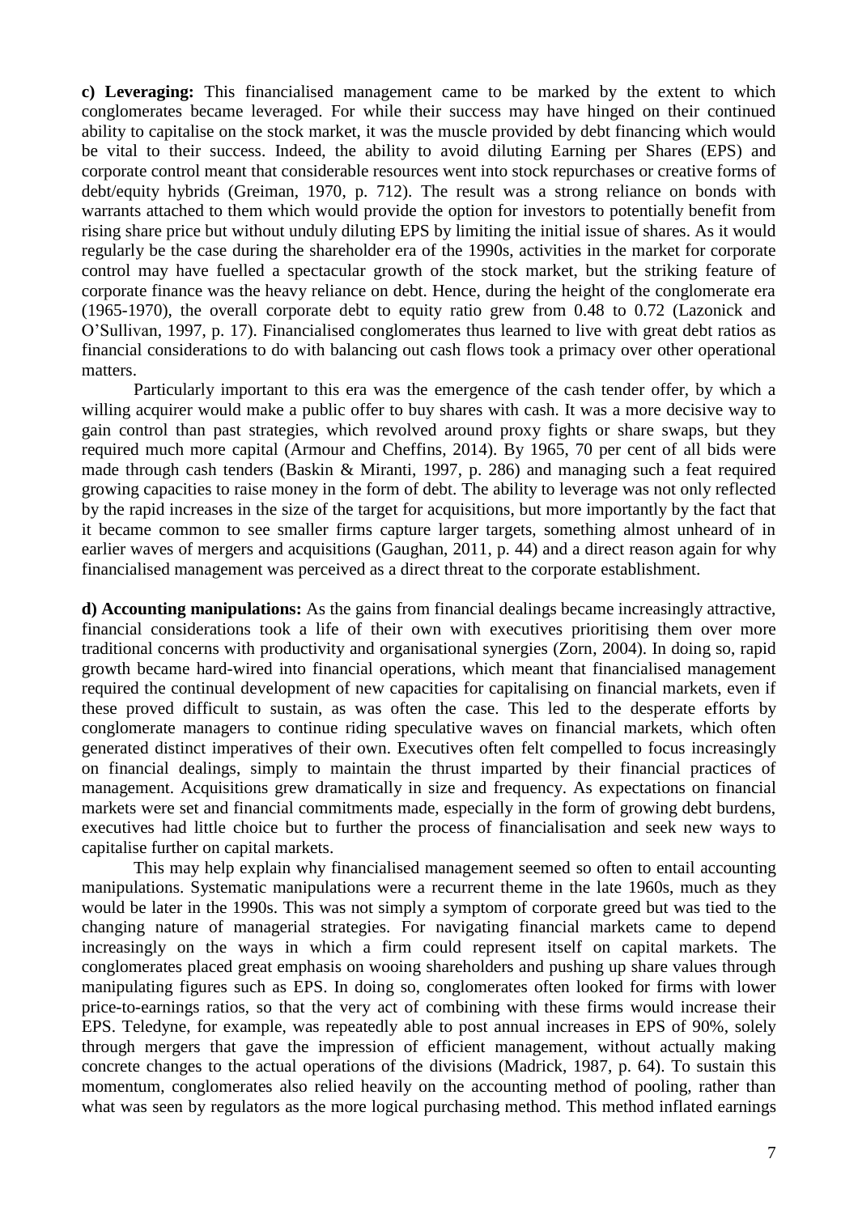**c) Leveraging:** This financialised management came to be marked by the extent to which conglomerates became leveraged. For while their success may have hinged on their continued ability to capitalise on the stock market, it was the muscle provided by debt financing which would be vital to their success. Indeed, the ability to avoid diluting Earning per Shares (EPS) and corporate control meant that considerable resources went into stock repurchases or creative forms of debt/equity hybrids (Greiman, 1970, p. 712). The result was a strong reliance on bonds with warrants attached to them which would provide the option for investors to potentially benefit from rising share price but without unduly diluting EPS by limiting the initial issue of shares. As it would regularly be the case during the shareholder era of the 1990s, activities in the market for corporate control may have fuelled a spectacular growth of the stock market, but the striking feature of corporate finance was the heavy reliance on debt. Hence, during the height of the conglomerate era (1965-1970), the overall corporate debt to equity ratio grew from 0.48 to 0.72 (Lazonick and O'Sullivan, 1997, p. 17). Financialised conglomerates thus learned to live with great debt ratios as financial considerations to do with balancing out cash flows took a primacy over other operational matters.

Particularly important to this era was the emergence of the cash tender offer, by which a willing acquirer would make a public offer to buy shares with cash. It was a more decisive way to gain control than past strategies, which revolved around proxy fights or share swaps, but they required much more capital (Armour and Cheffins, 2014). By 1965, 70 per cent of all bids were made through cash tenders (Baskin & Miranti, 1997, p. 286) and managing such a feat required growing capacities to raise money in the form of debt. The ability to leverage was not only reflected by the rapid increases in the size of the target for acquisitions, but more importantly by the fact that it became common to see smaller firms capture larger targets, something almost unheard of in earlier waves of mergers and acquisitions (Gaughan, 2011, p. 44) and a direct reason again for why financialised management was perceived as a direct threat to the corporate establishment.

**d) Accounting manipulations:** As the gains from financial dealings became increasingly attractive, financial considerations took a life of their own with executives prioritising them over more traditional concerns with productivity and organisational synergies (Zorn, 2004). In doing so, rapid growth became hard-wired into financial operations, which meant that financialised management required the continual development of new capacities for capitalising on financial markets, even if these proved difficult to sustain, as was often the case. This led to the desperate efforts by conglomerate managers to continue riding speculative waves on financial markets, which often generated distinct imperatives of their own. Executives often felt compelled to focus increasingly on financial dealings, simply to maintain the thrust imparted by their financial practices of management. Acquisitions grew dramatically in size and frequency. As expectations on financial markets were set and financial commitments made, especially in the form of growing debt burdens, executives had little choice but to further the process of financialisation and seek new ways to capitalise further on capital markets.

This may help explain why financialised management seemed so often to entail accounting manipulations. Systematic manipulations were a recurrent theme in the late 1960s, much as they would be later in the 1990s. This was not simply a symptom of corporate greed but was tied to the changing nature of managerial strategies. For navigating financial markets came to depend increasingly on the ways in which a firm could represent itself on capital markets. The conglomerates placed great emphasis on wooing shareholders and pushing up share values through manipulating figures such as EPS. In doing so, conglomerates often looked for firms with lower price-to-earnings ratios, so that the very act of combining with these firms would increase their EPS. Teledyne, for example, was repeatedly able to post annual increases in EPS of 90%, solely through mergers that gave the impression of efficient management, without actually making concrete changes to the actual operations of the divisions (Madrick, 1987, p. 64). To sustain this momentum, conglomerates also relied heavily on the accounting method of pooling, rather than what was seen by regulators as the more logical purchasing method. This method inflated earnings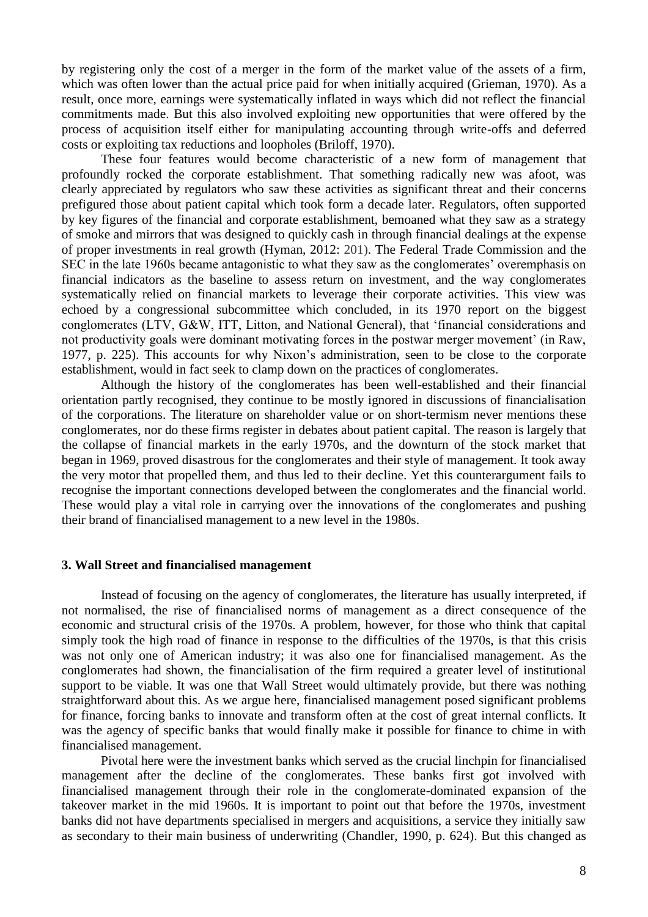by registering only the cost of a merger in the form of the market value of the assets of a firm, which was often lower than the actual price paid for when initially acquired (Grieman, 1970). As a result, once more, earnings were systematically inflated in ways which did not reflect the financial commitments made. But this also involved exploiting new opportunities that were offered by the process of acquisition itself either for manipulating accounting through write-offs and deferred costs or exploiting tax reductions and loopholes (Briloff, 1970).

These four features would become characteristic of a new form of management that profoundly rocked the corporate establishment. That something radically new was afoot, was clearly appreciated by regulators who saw these activities as significant threat and their concerns prefigured those about patient capital which took form a decade later. Regulators, often supported by key figures of the financial and corporate establishment, bemoaned what they saw as a strategy of smoke and mirrors that was designed to quickly cash in through financial dealings at the expense of proper investments in real growth (Hyman, 2012: 201). The Federal Trade Commission and the SEC in the late 1960s became antagonistic to what they saw as the conglomerates' overemphasis on financial indicators as the baseline to assess return on investment, and the way conglomerates systematically relied on financial markets to leverage their corporate activities. This view was echoed by a congressional subcommittee which concluded, in its 1970 report on the biggest conglomerates (LTV, G&W, ITT, Litton, and National General), that 'financial considerations and not productivity goals were dominant motivating forces in the postwar merger movement' (in Raw, 1977, p. 225). This accounts for why Nixon's administration, seen to be close to the corporate establishment, would in fact seek to clamp down on the practices of conglomerates.

Although the history of the conglomerates has been well-established and their financial orientation partly recognised, they continue to be mostly ignored in discussions of financialisation of the corporations. The literature on shareholder value or on short-termism never mentions these conglomerates, nor do these firms register in debates about patient capital. The reason is largely that the collapse of financial markets in the early 1970s, and the downturn of the stock market that began in 1969, proved disastrous for the conglomerates and their style of management. It took away the very motor that propelled them, and thus led to their decline. Yet this counterargument fails to recognise the important connections developed between the conglomerates and the financial world. These would play a vital role in carrying over the innovations of the conglomerates and pushing their brand of financialised management to a new level in the 1980s.

## 3. Wall Street and financialised management

Instead of focusing on the agency of conglomerates, the literature has usually interpreted, if not normalised, the rise of financialised norms of management as a direct consequence of the economic and structural crisis of the 1970s. A problem, however, for those who think that capital simply took the high road of finance in response to the difficulties of the 1970s, is that this crisis was not only one of American industry; it was also one for financialised management. As the conglomerates had shown, the financialisation of the firm required a greater level of institutional support to be viable. It was one that Wall Street would ultimately provide, but there was nothing straightforward about this. As we argue here, financialised management posed significant problems for finance, forcing banks to innovate and transform often at the cost of great internal conflicts. It was the agency of specific banks that would finally make it possible for finance to chime in with financialised management.

Pivotal here were the investment banks which served as the crucial linchpin for financialised management after the decline of the conglomerates. These banks first got involved with financialised management through their role in the conglomerate-dominated expansion of the takeover market in the mid 1960s. It is important to point out that before the 1970s, investment banks did not have departments specialised in mergers and acquisitions, a service they initially saw as secondary to their main business of underwriting (Chandler, 1990, p. 624). But this changed as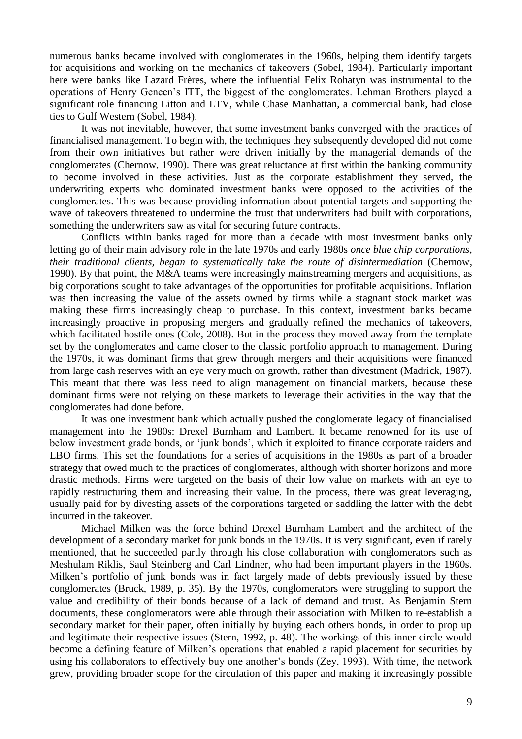numerous banks became involved with conglomerates in the 1960s, helping them identify targets for acquisitions and working on the mechanics of takeovers (Sobel, 1984). Particularly important here were banks like Lazard Frères, where the influential Felix Rohatyn was instrumental to the operations of Henry Geneen's ITT, the biggest of the conglomerates. Lehman Brothers played a significant role financing Litton and LTV, while Chase Manhattan, a commercial bank, had close ties to Gulf Western (Sobel, 1984).

It was not inevitable, however, that some investment banks converged with the practices of financialised management. To begin with, the techniques they subsequently developed did not come from their own initiatives but rather were driven initially by the managerial demands of the conglomerates (Chernow, 1990). There was great reluctance at first within the banking community to become involved in these activities. Just as the corporate establishment they served, the underwriting experts who dominated investment banks were opposed to the activities of the conglomerates. This was because providing information about potential targets and supporting the wave of takeovers threatened to undermine the trust that underwriters had built with corporations, something the underwriters saw as vital for securing future contracts.

Conflicts within banks raged for more than a decade with most investment banks only letting go of their main advisory role in the late 1970s and early 1980s *once blue chip corporations, their traditional clients, began to systematically take the route of disintermediation* (Chernow, 1990). By that point, the M&A teams were increasingly mainstreaming mergers and acquisitions, as big corporations sought to take advantages of the opportunities for profitable acquisitions. Inflation was then increasing the value of the assets owned by firms while a stagnant stock market was making these firms increasingly cheap to purchase. In this context, investment banks became increasingly proactive in proposing mergers and gradually refined the mechanics of takeovers, which facilitated hostile ones (Cole, 2008). But in the process they moved away from the template set by the conglomerates and came closer to the classic portfolio approach to management. During the 1970s, it was dominant firms that grew through mergers and their acquisitions were financed from large cash reserves with an eye very much on growth, rather than divestment (Madrick, 1987). This meant that there was less need to align management on financial markets, because these dominant firms were not relying on these markets to leverage their activities in the way that the conglomerates had done before.

It was one investment bank which actually pushed the conglomerate legacy of financialised management into the 1980s: Drexel Burnham and Lambert. It became renowned for its use of below investment grade bonds, or 'junk bonds', which it exploited to finance corporate raiders and LBO firms. This set the foundations for a series of acquisitions in the 1980s as part of a broader strategy that owed much to the practices of conglomerates, although with shorter horizons and more drastic methods. Firms were targeted on the basis of their low value on markets with an eye to rapidly restructuring them and increasing their value. In the process, there was great leveraging, usually paid for by divesting assets of the corporations targeted or saddling the latter with the debt incurred in the takeover.

Michael Milken was the force behind Drexel Burnham Lambert and the architect of the development of a secondary market for junk bonds in the 1970s. It is very significant, even if rarely mentioned, that he succeeded partly through his close collaboration with conglomerators such as Meshulam Riklis, Saul Steinberg and Carl Lindner, who had been important players in the 1960s. Milken's portfolio of junk bonds was in fact largely made of debts previously issued by these conglomerates (Bruck, 1989, p. 35). By the 1970s, conglomerators were struggling to support the value and credibility of their bonds because of a lack of demand and trust. As Benjamin Stern documents, these conglomerators were able through their association with Milken to re-establish a secondary market for their paper, often initially by buying each others bonds, in order to prop up and legitimate their respective issues (Stern, 1992, p. 48). The workings of this inner circle would become a defining feature of Milken's operations that enabled a rapid placement for securities by using his collaborators to effectively buy one another's bonds (Zey, 1993). With time, the network grew, providing broader scope for the circulation of this paper and making it increasingly possible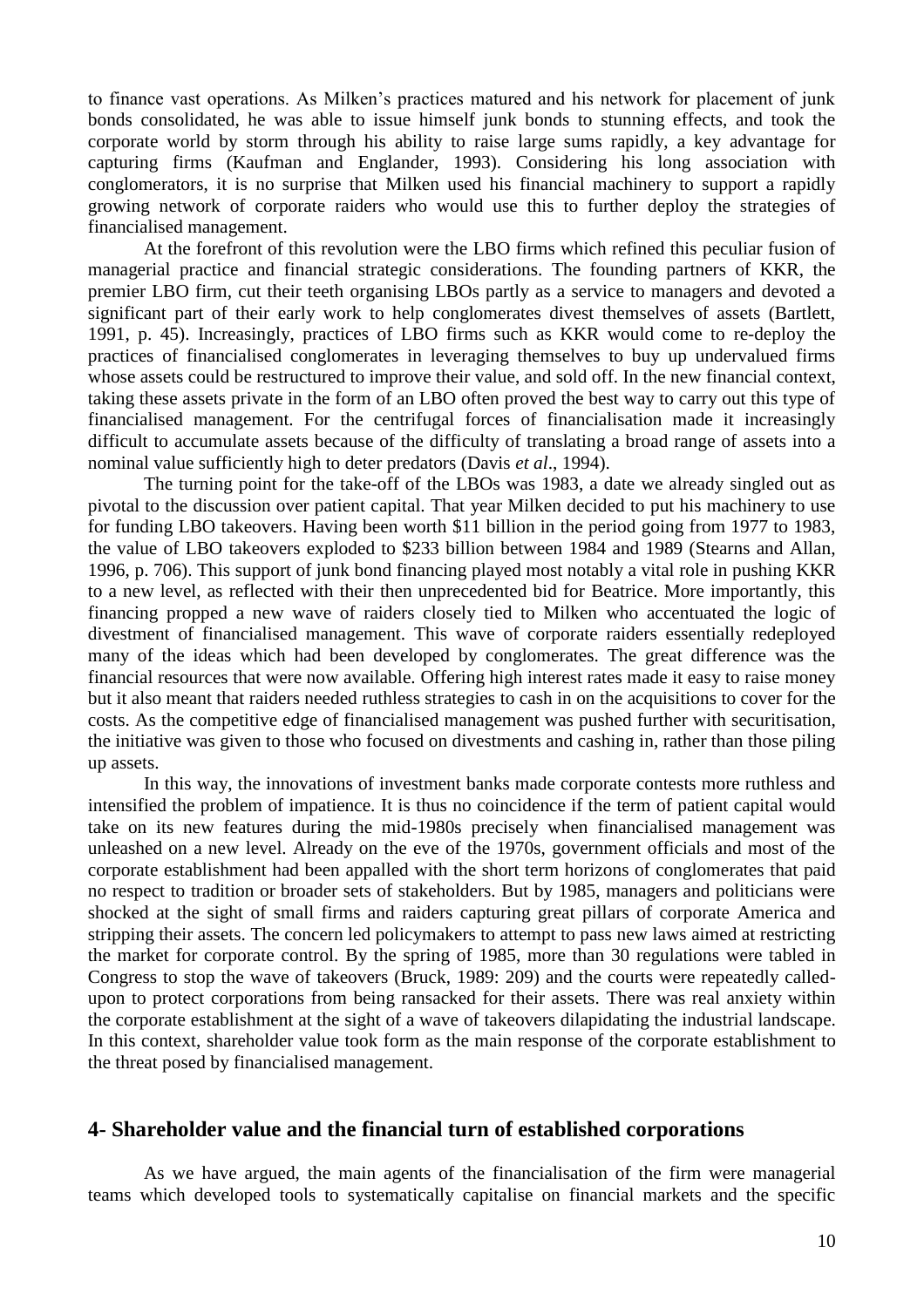to finance vast operations. As Milken's practices matured and his network for placement of junk bonds consolidated, he was able to issue himself junk bonds to stunning effects, and took the corporate world by storm through his ability to raise large sums rapidly, a key advantage for capturing firms (Kaufman and Englander, 1993). Considering his long association with conglomerators, it is no surprise that Milken used his financial machinery to support a rapidly growing network of corporate raiders who would use this to further deploy the strategies of financialised management.

At the forefront of this revolution were the LBO firms which refined this peculiar fusion of managerial practice and financial strategic considerations. The founding partners of KKR, the premier LBO firm, cut their teeth organising LBOs partly as a service to managers and devoted a significant part of their early work to help conglomerates divest themselves of assets (Bartlett, 1991, p. 45). Increasingly, practices of LBO firms such as KKR would come to re-deploy the practices of financialised conglomerates in leveraging themselves to buy up undervalued firms whose assets could be restructured to improve their value, and sold off. In the new financial context, taking these assets private in the form of an LBO often proved the best way to carry out this type of financialised management. For the centrifugal forces of financialisation made it increasingly difficult to accumulate assets because of the difficulty of translating a broad range of assets into a nominal value sufficiently high to deter predators (Davis *et al*., 1994).

The turning point for the take-off of the LBOs was 1983, a date we already singled out as pivotal to the discussion over patient capital. That year Milken decided to put his machinery to use for funding LBO takeovers. Having been worth \$11 billion in the period going from 1977 to 1983, the value of LBO takeovers exploded to \$233 billion between 1984 and 1989 (Stearns and Allan, 1996, p. 706). This support of junk bond financing played most notably a vital role in pushing KKR to a new level, as reflected with their then unprecedented bid for Beatrice. More importantly, this financing propped a new wave of raiders closely tied to Milken who accentuated the logic of divestment of financialised management. This wave of corporate raiders essentially redeployed many of the ideas which had been developed by conglomerates. The great difference was the financial resources that were now available. Offering high interest rates made it easy to raise money but it also meant that raiders needed ruthless strategies to cash in on the acquisitions to cover for the costs. As the competitive edge of financialised management was pushed further with securitisation, the initiative was given to those who focused on divestments and cashing in, rather than those piling up assets.

In this way, the innovations of investment banks made corporate contests more ruthless and intensified the problem of impatience. It is thus no coincidence if the term of patient capital would take on its new features during the mid-1980s precisely when financialised management was unleashed on a new level. Already on the eve of the 1970s, government officials and most of the corporate establishment had been appalled with the short term horizons of conglomerates that paid no respect to tradition or broader sets of stakeholders. But by 1985, managers and politicians were shocked at the sight of small firms and raiders capturing great pillars of corporate America and stripping their assets. The concern led policymakers to attempt to pass new laws aimed at restricting the market for corporate control. By the spring of 1985, more than 30 regulations were tabled in Congress to stop the wave of takeovers (Bruck, 1989: 209) and the courts were repeatedly called-upon to protect corporations from being ransacked for their assets. There was real anxiety within the corporate establishment at the sight of a wave of takeovers dilapidating the industrial landscape. In this context, shareholder value took form as the main response of the corporate establishment to the threat posed by financialised management.

## 4- Shareholder value and the financial turn of established corporations

As we have argued, the main agents of the financialisation of the firm were managerial teams which developed tools to systematically capitalise on financial markets and the specific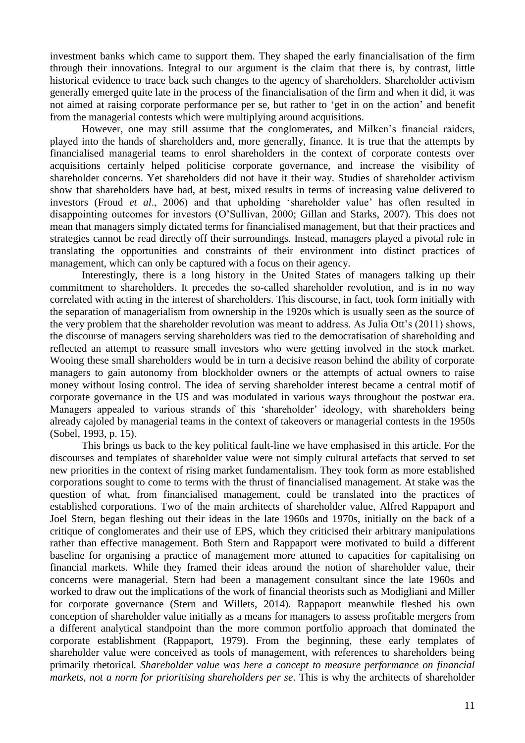investment banks which came to support them. They shaped the early financialisation of the firm through their innovations. Integral to our argument is the claim that there is, by contrast, little historical evidence to trace back such changes to the agency of shareholders. Shareholder activism generally emerged quite late in the process of the financialisation of the firm and when it did, it was not aimed at raising corporate performance per se, but rather to 'get in on the action' and benefit from the managerial contests which were multiplying around acquisitions.

However, one may still assume that the conglomerates, and Milken's financial raiders, played into the hands of shareholders and, more generally, finance. It is true that the attempts by financialised managerial teams to enrol shareholders in the context of corporate contests over acquisitions certainly helped politicise corporate governance, and increase the visibility of shareholder concerns. Yet shareholders did not have it their way. Studies of shareholder activism show that shareholders have had, at best, mixed results in terms of increasing value delivered to investors (Froud *et al*., 2006) and that upholding 'shareholder value' has often resulted in disappointing outcomes for investors (O'Sullivan, 2000; Gillan and Starks, 2007). This does not mean that managers simply dictated terms for financialised management, but that their practices and strategies cannot be read directly off their surroundings. Instead, managers played a pivotal role in translating the opportunities and constraints of their environment into distinct practices of management, which can only be captured with a focus on their agency.

Interestingly, there is a long history in the United States of managers talking up their commitment to shareholders. It precedes the so-called shareholder revolution, and is in no way correlated with acting in the interest of shareholders. This discourse, in fact, took form initially with the separation of managerialism from ownership in the 1920s which is usually seen as the source of the very problem that the shareholder revolution was meant to address. As Julia Ott's (2011) shows, the discourse of managers serving shareholders was tied to the democratisation of shareholding and reflected an attempt to reassure small investors who were getting involved in the stock market. Wooing these small shareholders would be in turn a decisive reason behind the ability of corporate managers to gain autonomy from blockholder owners or the attempts of actual owners to raise money without losing control. The idea of serving shareholder interest became a central motif of corporate governance in the US and was modulated in various ways throughout the postwar era. Managers appealed to various strands of this 'shareholder' ideology, with shareholders being already cajoled by managerial teams in the context of takeovers or managerial contests in the 1950s (Sobel, 1993, p. 15).

This brings us back to the key political fault-line we have emphasised in this article. For the discourses and templates of shareholder value were not simply cultural artefacts that served to set new priorities in the context of rising market fundamentalism. They took form as more established corporations sought to come to terms with the thrust of financialised management. At stake was the question of what, from financialised management, could be translated into the practices of established corporations. Two of the main architects of shareholder value, Alfred Rappaport and Joel Stern, began fleshing out their ideas in the late 1960s and 1970s, initially on the back of a critique of conglomerates and their use of EPS, which they criticised their arbitrary manipulations rather than effective management. Both Stern and Rappaport were motivated to build a different baseline for organising a practice of management more attuned to capacities for capitalising on financial markets. While they framed their ideas around the notion of shareholder value, their concerns were managerial. Stern had been a management consultant since the late 1960s and worked to draw out the implications of the work of financial theorists such as Modigliani and Miller for corporate governance (Stern and Willets, 2014). Rappaport meanwhile fleshed his own conception of shareholder value initially as a means for managers to assess profitable mergers from a different analytical standpoint than the more common portfolio approach that dominated the corporate establishment (Rappaport, 1979). From the beginning, these early templates of shareholder value were conceived as tools of management, with references to shareholders being primarily rhetorical. *Shareholder value was here a concept to measure performance on financial markets, not a norm for prioritising shareholders per se*. This is why the architects of shareholder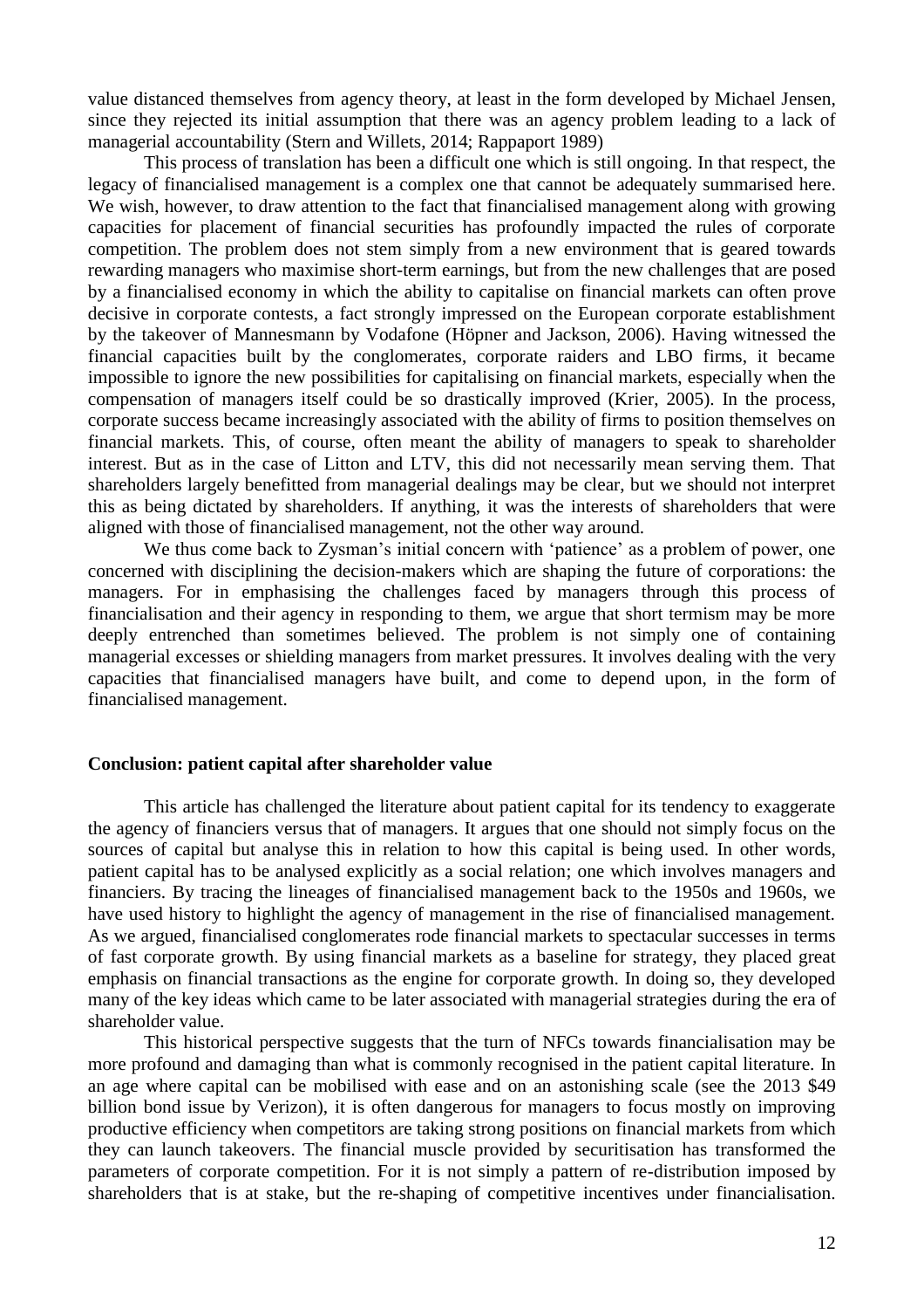value distanced themselves from agency theory, at least in the form developed by Michael Jensen, since they rejected its initial assumption that there was an agency problem leading to a lack of managerial accountability (Stern and Willets, 2014; Rappaport 1989)

This process of translation has been a difficult one which is still ongoing. In that respect, the legacy of financialised management is a complex one that cannot be adequately summarised here. We wish, however, to draw attention to the fact that financialised management along with growing capacities for placement of financial securities has profoundly impacted the rules of corporate competition. The problem does not stem simply from a new environment that is geared towards rewarding managers who maximise short-term earnings, but from the new challenges that are posed by a financialised economy in which the ability to capitalise on financial markets can often prove decisive in corporate contests, a fact strongly impressed on the European corporate establishment by the takeover of Mannesmann by Vodafone (Höpner and Jackson, 2006). Having witnessed the financial capacities built by the conglomerates, corporate raiders and LBO firms, it became impossible to ignore the new possibilities for capitalising on financial markets, especially when the compensation of managers itself could be so drastically improved (Krier, 2005). In the process, corporate success became increasingly associated with the ability of firms to position themselves on financial markets. This, of course, often meant the ability of managers to speak to shareholder interest. But as in the case of Litton and LTV, this did not necessarily mean serving them. That shareholders largely benefitted from managerial dealings may be clear, but we should not interpret this as being dictated by shareholders. If anything, it was the interests of shareholders that were aligned with those of financialised management, not the other way around.

We thus come back to Zysman's initial concern with 'patience' as a problem of power, one concerned with disciplining the decision-makers which are shaping the future of corporations: the managers. For in emphasising the challenges faced by managers through this process of financialisation and their agency in responding to them, we argue that short termism may be more deeply entrenched than sometimes believed. The problem is not simply one of containing managerial excesses or shielding managers from market pressures. It involves dealing with the very capacities that financialised managers have built, and come to depend upon, in the form of financialised management.

## Conclusion: patient capital after shareholder value

This article has challenged the literature about patient capital for its tendency to exaggerate the agency of financiers versus that of managers. It argues that one should not simply focus on the sources of capital but analyse this in relation to how this capital is being used. In other words, patient capital has to be analysed explicitly as a social relation; one which involves managers and financiers. By tracing the lineages of financialised management back to the 1950s and 1960s, we have used history to highlight the agency of management in the rise of financialised management. As we argued, financialised conglomerates rode financial markets to spectacular successes in terms of fast corporate growth. By using financial markets as a baseline for strategy, they placed great emphasis on financial transactions as the engine for corporate growth. In doing so, they developed many of the key ideas which came to be later associated with managerial strategies during the era of shareholder value.

This historical perspective suggests that the turn of NFCs towards financialisation may be more profound and damaging than what is commonly recognised in the patient capital literature. In an age where capital can be mobilised with ease and on an astonishing scale (see the 2013 $49 billion bond issue by Verizon), it is often dangerous for managers to focus mostly on improving productive efficiency when competitors are taking strong positions on financial markets from which they can launch takeovers. The financial muscle provided by securitisation has transformed the parameters of corporate competition. For it is not simply a pattern of re-distribution imposed by shareholders that is at stake, but the re-shaping of competitive incentives under financialisation.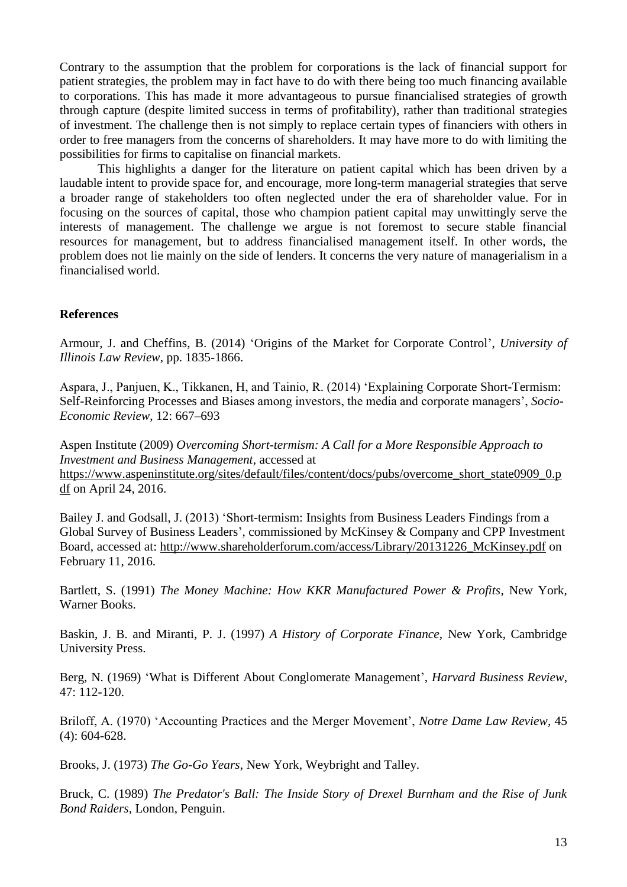Contrary to the assumption that the problem for corporations is the lack of financial support for patient strategies, the problem may in fact have to do with there being too much financing available to corporations. This has made it more advantageous to pursue financialised strategies of growth through capture (despite limited success in terms of profitability), rather than traditional strategies of investment. The challenge then is not simply to replace certain types of financiers with others in order to free managers from the concerns of shareholders. It may have more to do with limiting the possibilities for firms to capitalise on financial markets.

This highlights a danger for the literature on patient capital which has been driven by a laudable intent to provide space for, and encourage, more long-term managerial strategies that serve a broader range of stakeholders too often neglected under the era of shareholder value. For in focusing on the sources of capital, those who champion patient capital may unwittingly serve the interests of management. The challenge we argue is not foremost to secure stable financial resources for management, but to address financialised management itself. In other words, the problem does not lie mainly on the side of lenders. It concerns the very nature of managerialism in a financialised world.

## References

Armour, J. and Cheffins, B. (2014) 'Origins of the Market for Corporate Control', *University of Illinois Law Review*, pp. 1835-1866.

Aspara, J., Panjuen, K., Tikkanen, H, and Tainio, R. (2014) 'Explaining Corporate Short-Termism: Self-Reinforcing Processes and Biases among investors, the media and corporate managers', *Socio-Economic Review*, 12: 667–693

Aspen Institute (2009) *Overcoming Short-termism: A Call for a More Responsible Approach to Investment and Business Management*, accessed at https://www.aspeninstitute.org/sites/default/files/content/docs/pubs/overcome_short_state0909_0.pdf on April 24, 2016.

Bailey J. and Godsall, J. (2013) 'Short-termism: Insights from Business Leaders Findings from a Global Survey of Business Leaders', commissioned by McKinsey & Company and CPP Investment Board, accessed at: http://www.shareholderforum.com/access/Library/20131226_McKinsey.pdf on February 11, 2016.

Bartlett, S. (1991) *The Money Machine: How KKR Manufactured Power & Profits*, New York, Warner Books.

Baskin, J. B. and Miranti, P. J. (1997) *A History of Corporate Finance*, New York, Cambridge University Press.

Berg, N. (1969) 'What is Different About Conglomerate Management', *Harvard Business Review*, 47: 112-120.

Briloff, A. (1970) 'Accounting Practices and the Merger Movement', *Notre Dame Law Review*, 45 (4): 604-628.

Brooks, J. (1973) *The Go-Go Years*, New York, Weybright and Talley.

Bruck, C. (1989) *The Predator's Ball: The Inside Story of Drexel Burnham and the Rise of Junk Bond Raiders*, London, Penguin.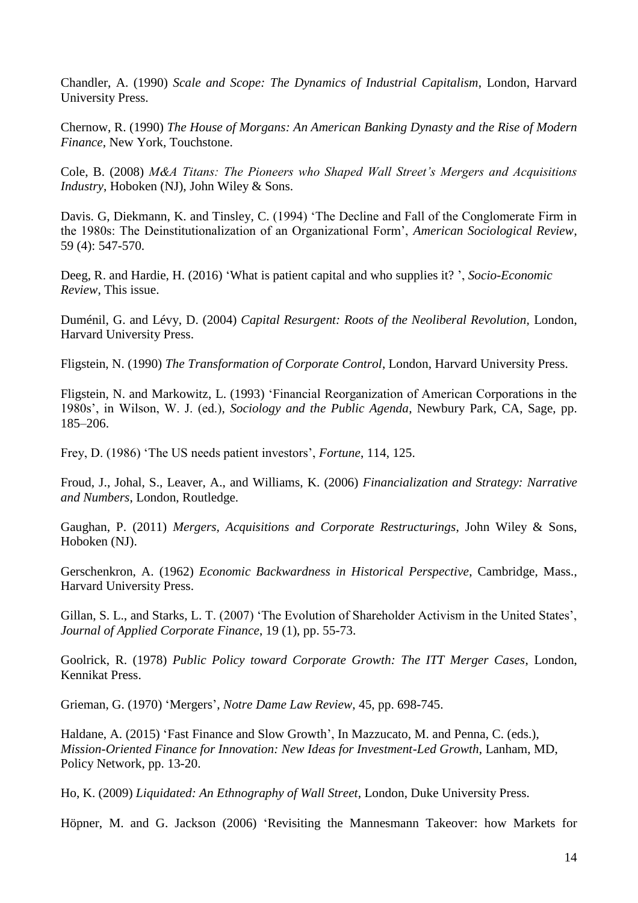Chandler, A. (1990) *Scale and Scope: The Dynamics of Industrial Capitalism*, London, Harvard University Press.

Chernow, R. (1990) *The House of Morgans: An American Banking Dynasty and the Rise of Modern Finance*, New York, Touchstone.

Cole, B. (2008) *M&A Titans: The Pioneers who Shaped Wall Street's Mergers and Acquisitions Industry*, Hoboken (NJ), John Wiley & Sons.

Davis. G, Diekmann, K. and Tinsley, C. (1994) 'The Decline and Fall of the Conglomerate Firm in the 1980s: The Deinstitutionalization of an Organizational Form', *American Sociological Review*, 59 (4): 547-570.

Deeg, R. and Hardie, H. (2016) 'What is patient capital and who supplies it? ', *Socio-Economic Review*, This issue.

Duménil, G. and Lévy, D. (2004) *Capital Resurgent: Roots of the Neoliberal Revolution*, London, Harvard University Press.

Fligstein, N. (1990) *The Transformation of Corporate Control*, London, Harvard University Press.

Fligstein, N. and Markowitz, L. (1993) 'Financial Reorganization of American Corporations in the 1980s', in Wilson, W. J. (ed.), *Sociology and the Public Agenda*, Newbury Park, CA, Sage, pp. 185–206.

Frey, D. (1986) 'The US needs patient investors', *Fortune*, 114, 125.

Froud, J., Johal, S., Leaver, A., and Williams, K. (2006) *Financialization and Strategy: Narrative and Numbers*, London, Routledge.

Gaughan, P. (2011) *Mergers, Acquisitions and Corporate Restructurings*, John Wiley & Sons, Hoboken (NJ).

Gerschenkron, A. (1962) *Economic Backwardness in Historical Perspective*, Cambridge, Mass., Harvard University Press.

Gillan, S. L., and Starks, L. T. (2007) 'The Evolution of Shareholder Activism in the United States', *Journal of Applied Corporate Finance*, 19 (1), pp. 55-73.

Goolrick, R. (1978) *Public Policy toward Corporate Growth: The ITT Merger Cases*, London, Kennikat Press.

Grieman, G. (1970) 'Mergers', *Notre Dame Law Review*, 45, pp. 698-745.

Haldane, A. (2015) 'Fast Finance and Slow Growth', In Mazzucato, M. and Penna, C. (eds.), *Mission-Oriented Finance for Innovation: New Ideas for Investment-Led Growth*, Lanham, MD, Policy Network, pp. 13-20.

Ho, K. (2009) *Liquidated: An Ethnography of Wall Street*, London, Duke University Press.

Höpner, M. and G. Jackson (2006) 'Revisiting the Mannesmann Takeover: how Markets for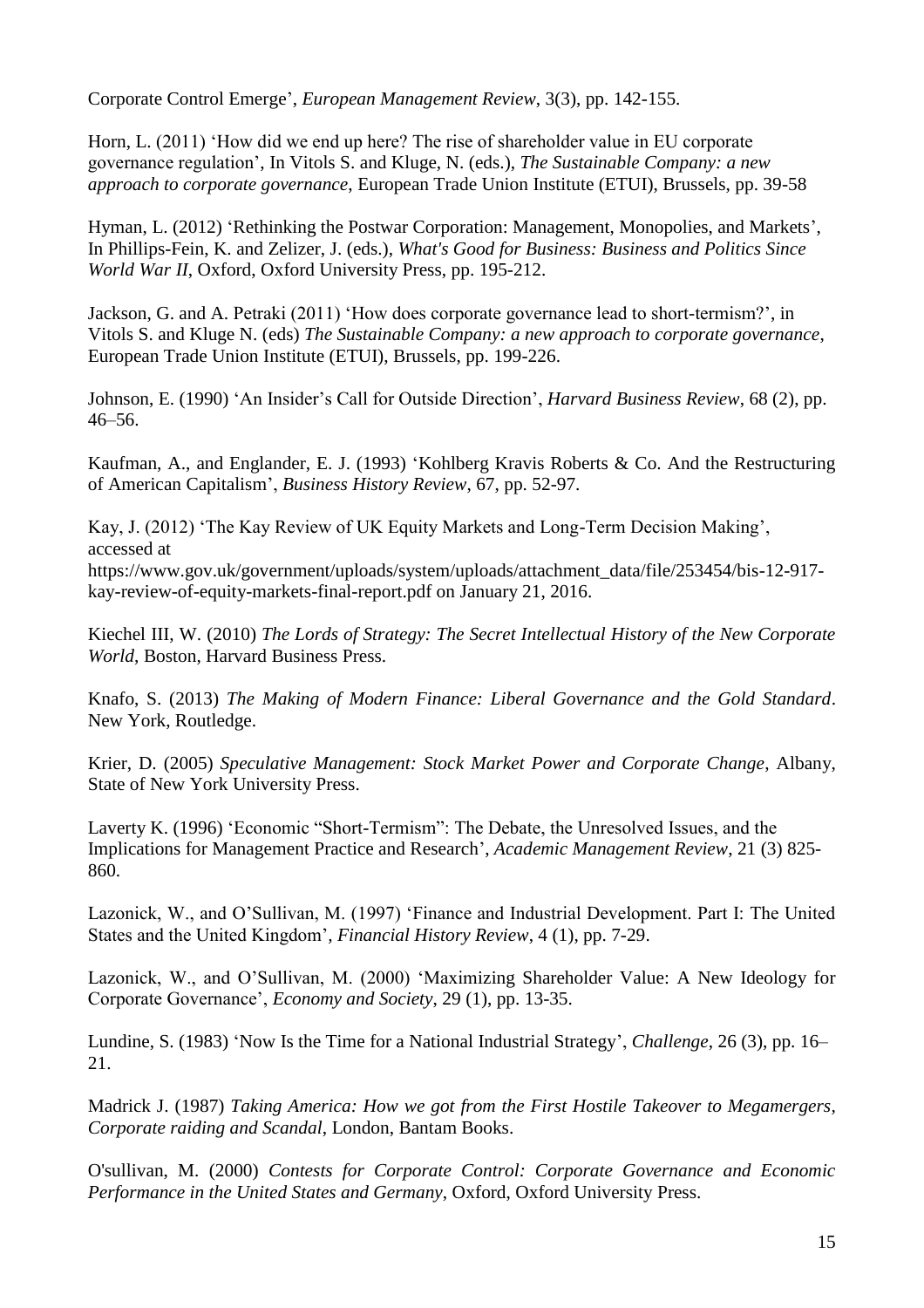Corporate Control Emerge', *European Management Review*, 3(3), pp. 142-155.

Horn, L. (2011) 'How did we end up here? The rise of shareholder value in EU corporate governance regulation', In Vitols S. and Kluge, N. (eds.), *The Sustainable Company: a new approach to corporate governance*, European Trade Union Institute (ETUI), Brussels, pp. 39-58

Hyman, L. (2012) 'Rethinking the Postwar Corporation: Management, Monopolies, and Markets', In Phillips-Fein, K. and Zelizer, J. (eds.), *What's Good for Business: Business and Politics Since World War II*, Oxford, Oxford University Press, pp. 195-212.

Jackson, G. and A. Petraki (2011) 'How does corporate governance lead to short-termism?', in Vitols S. and Kluge N. (eds) *The Sustainable Company: a new approach to corporate governance*, European Trade Union Institute (ETUI), Brussels, pp. 199-226.

Johnson, E. (1990) 'An Insider's Call for Outside Direction', *Harvard Business Review*, 68 (2), pp. 46–56.

Kaufman, A., and Englander, E. J. (1993) 'Kohlberg Kravis Roberts & Co. And the Restructuring of American Capitalism', *Business History Review*, 67, pp. 52-97.

Kay, J. (2012) 'The Kay Review of UK Equity Markets and Long-Term Decision Making', accessed at https://www.gov.uk/government/uploads/system/uploads/attachment_data/file/253454/bis-12-917-kay-review-of-equity-markets-final-report.pdf on January 21, 2016.

Kiechel III, W. (2010) *The Lords of Strategy: The Secret Intellectual History of the New Corporate World*, Boston, Harvard Business Press.

Knafo, S. (2013) *The Making of Modern Finance: Liberal Governance and the Gold Standard*. New York, Routledge.

Krier, D. (2005) *Speculative Management: Stock Market Power and Corporate Change*, Albany, State of New York University Press.

Laverty K. (1996) 'Economic "Short-Termism": The Debate, the Unresolved Issues, and the Implications for Management Practice and Research', *Academic Management Review*, 21 (3) 825-860.

Lazonick, W., and O'Sullivan, M. (1997) 'Finance and Industrial Development. Part I: The United States and the United Kingdom', *Financial History Review*, 4 (1), pp. 7-29.

Lazonick, W., and O'Sullivan, M. (2000) 'Maximizing Shareholder Value: A New Ideology for Corporate Governance', *Economy and Society*, 29 (1), pp. 13-35.

Lundine, S. (1983) 'Now Is the Time for a National Industrial Strategy', *Challenge*, 26 (3), pp. 16–21.

Madrick J. (1987) *Taking America: How we got from the First Hostile Takeover to Megamergers, Corporate raiding and Scandal*, London, Bantam Books.

O'sullivan, M. (2000) *Contests for Corporate Control: Corporate Governance and Economic Performance in the United States and Germany*, Oxford, Oxford University Press.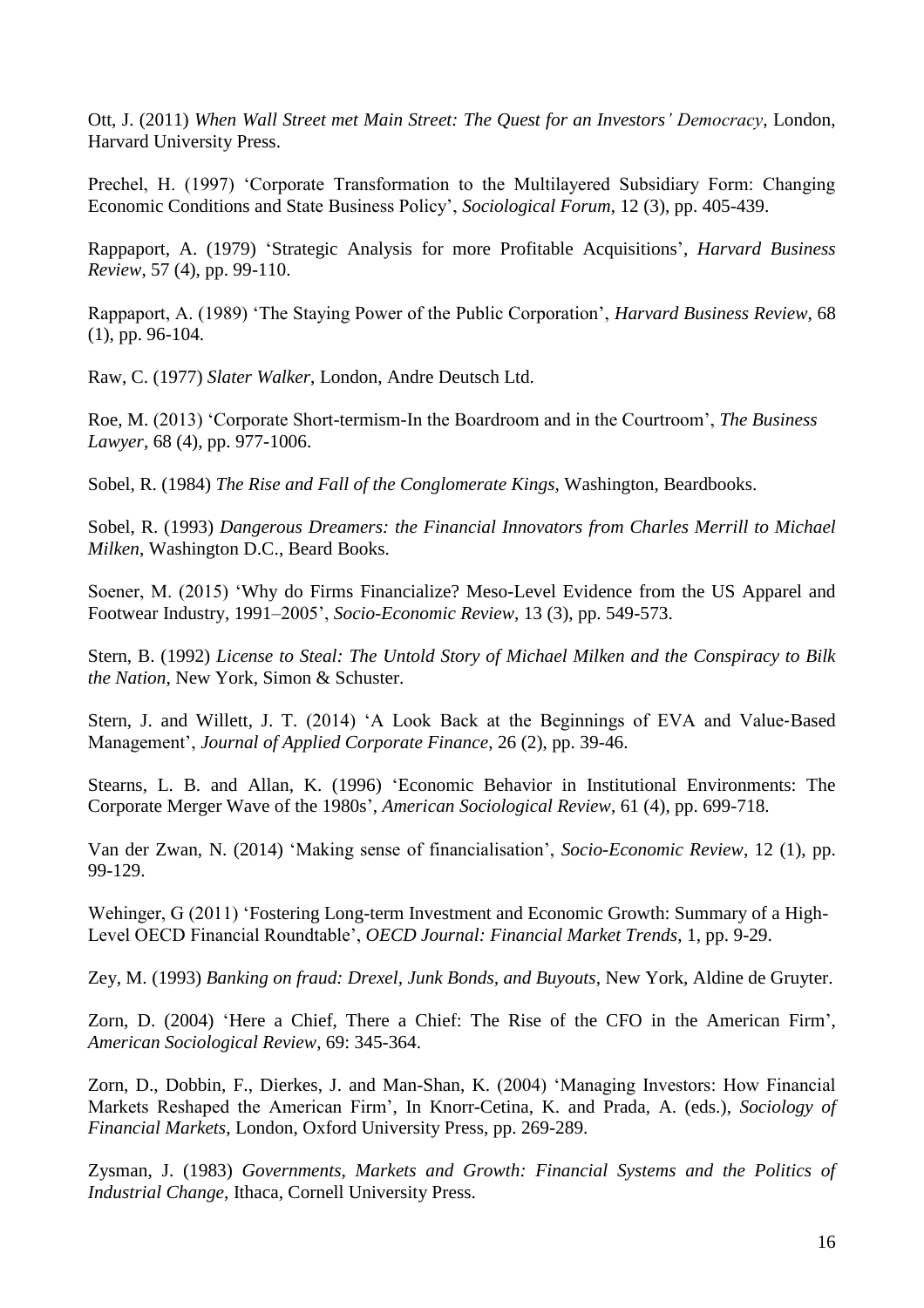Ott, J. (2011) *When Wall Street met Main Street: The Quest for an Investors' Democracy*, London, Harvard University Press.

Prechel, H. (1997) 'Corporate Transformation to the Multilayered Subsidiary Form: Changing Economic Conditions and State Business Policy', *Sociological Forum*, 12 (3), pp. 405-439.

Rappaport, A. (1979) 'Strategic Analysis for more Profitable Acquisitions', *Harvard Business Review*, 57 (4), pp. 99-110.

Rappaport, A. (1989) 'The Staying Power of the Public Corporation', *Harvard Business Review*, 68 (1), pp. 96-104.

Raw, C. (1977) *Slater Walker*, London, Andre Deutsch Ltd.

Roe, M. (2013) 'Corporate Short-termism-In the Boardroom and in the Courtroom', *The Business Lawyer*, 68 (4), pp. 977-1006.

Sobel, R. (1984) *The Rise and Fall of the Conglomerate Kings*, Washington, Beardbooks.

Sobel, R. (1993) *Dangerous Dreamers: the Financial Innovators from Charles Merrill to Michael Milken*, Washington D.C., Beard Books.

Soener, M. (2015) 'Why do Firms Financialize? Meso-Level Evidence from the US Apparel and Footwear Industry, 1991–2005', *Socio-Economic Review*, 13 (3), pp. 549-573.

Stern, B. (1992) *License to Steal: The Untold Story of Michael Milken and the Conspiracy to Bilk the Nation*, New York, Simon & Schuster.

Stern, J. and Willett, J. T. (2014) 'A Look Back at the Beginnings of EVA and Value-Based Management', *Journal of Applied Corporate Finance*, 26 (2), pp. 39-46.

Stearns, L. B. and Allan, K. (1996) 'Economic Behavior in Institutional Environments: The Corporate Merger Wave of the 1980s', *American Sociological Review*, 61 (4), pp. 699-718.

Van der Zwan, N. (2014) 'Making sense of financialisation', *Socio-Economic Review*, 12 (1), pp. 99-129.

Wehinger, G (2011) 'Fostering Long-term Investment and Economic Growth: Summary of a High-Level OECD Financial Roundtable', *OECD Journal: Financial Market Trends*, 1, pp. 9-29.

Zey, M. (1993) *Banking on fraud: Drexel, Junk Bonds, and Buyouts*, New York, Aldine de Gruyter.

Zorn, D. (2004) 'Here a Chief, There a Chief: The Rise of the CFO in the American Firm', *American Sociological Review*, 69: 345-364.

Zorn, D., Dobbin, F., Dierkes, J. and Man-Shan, K. (2004) 'Managing Investors: How Financial Markets Reshaped the American Firm', In Knorr-Cetina, K. and Prada, A. (eds.), *Sociology of Financial Markets*, London, Oxford University Press, pp. 269-289.

Zysman, J. (1983) *Governments, Markets and Growth: Financial Systems and the Politics of Industrial Change*, Ithaca, Cornell University Press.